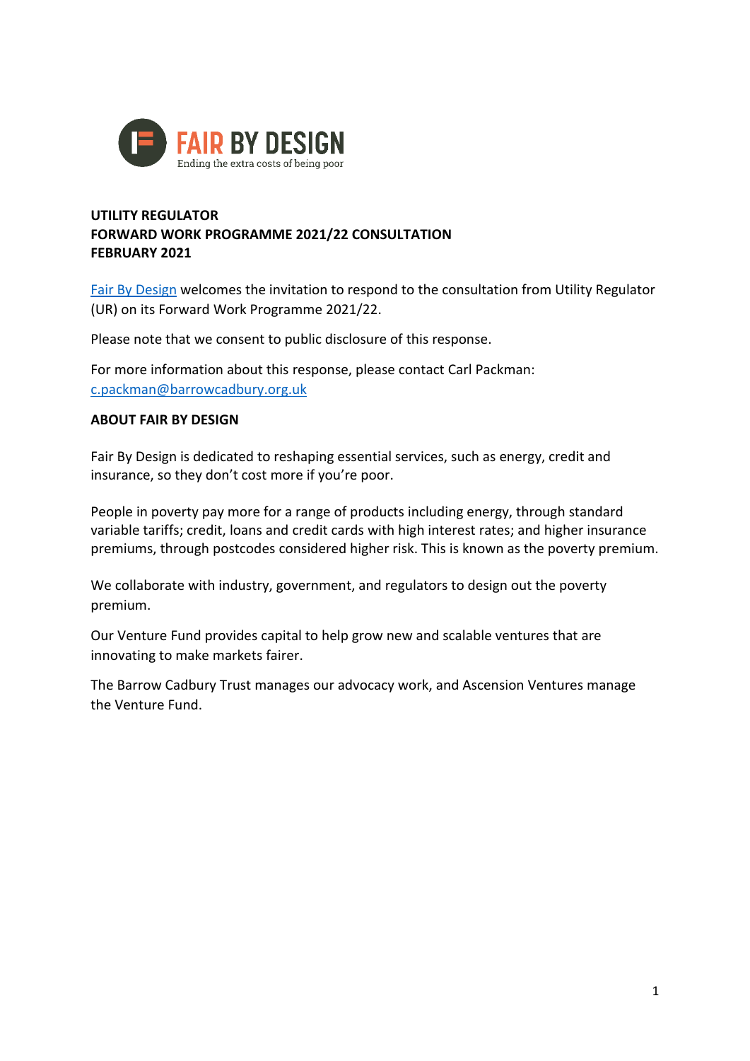FAIR BY DESIGN
Ending the extra costs of being poor

**UTILITY REGULATOR**
**FORWARD WORK PROGRAMME 2021/22 CONSULTATION**
**FEBRUARY 2021**

Fair By Design welcomes the invitation to respond to the consultation from Utility Regulator (UR) on its Forward Work Programme 2021/22.

Please note that we consent to public disclosure of this response.

For more information about this response, please contact Carl Packman: c.packman@barrowcadbury.org.uk

**ABOUT FAIR BY DESIGN**

Fair By Design is dedicated to reshaping essential services, such as energy, credit and insurance, so they don't cost more if you're poor.

People in poverty pay more for a range of products including energy, through standard variable tariffs; credit, loans and credit cards with high interest rates; and higher insurance premiums, through postcodes considered higher risk. This is known as the poverty premium.

We collaborate with industry, government, and regulators to design out the poverty premium.

Our Venture Fund provides capital to help grow new and scalable ventures that are innovating to make markets fairer.

The Barrow Cadbury Trust manages our advocacy work, and Ascension Ventures manage the Venture Fund.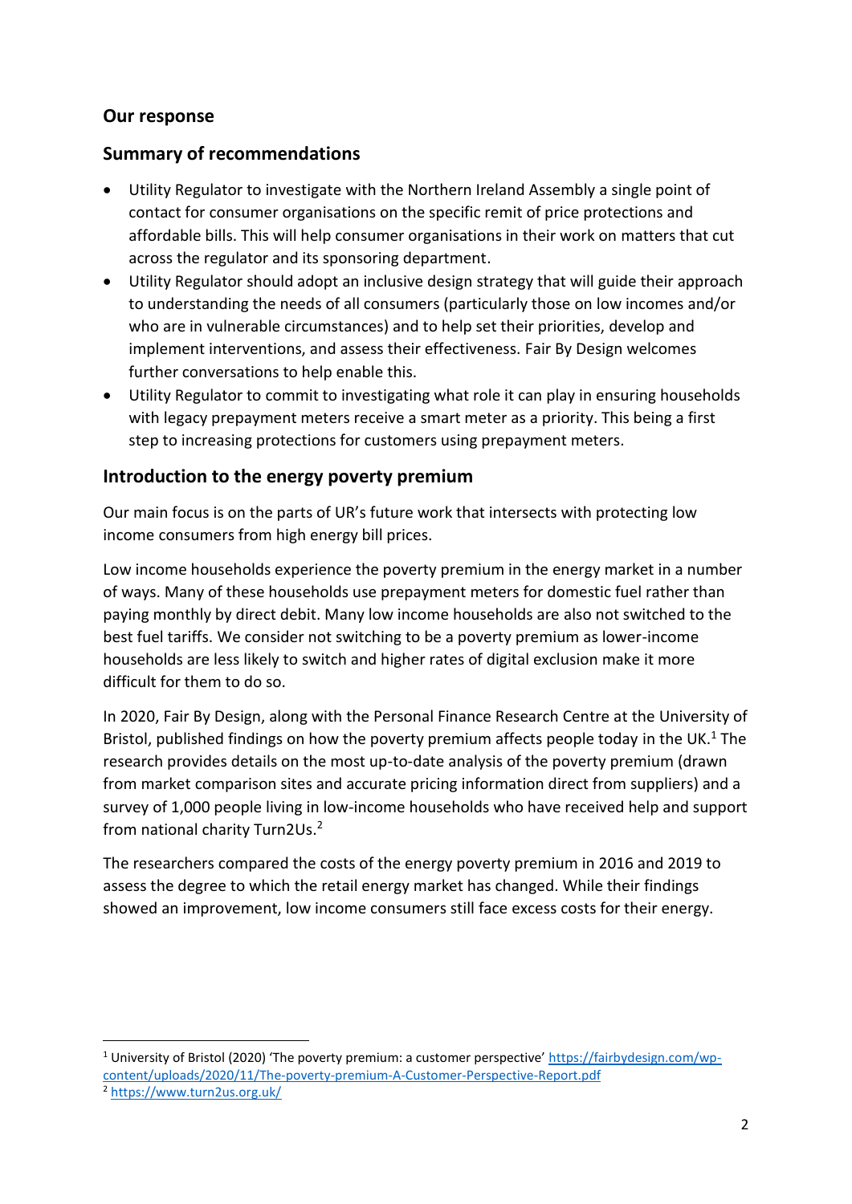## Our response

## Summary of recommendations

- Utility Regulator to investigate with the Northern Ireland Assembly a single point of contact for consumer organisations on the specific remit of price protections and affordable bills. This will help consumer organisations in their work on matters that cut across the regulator and its sponsoring department.
- Utility Regulator should adopt an inclusive design strategy that will guide their approach to understanding the needs of all consumers (particularly those on low incomes and/or who are in vulnerable circumstances) and to help set their priorities, develop and implement interventions, and assess their effectiveness. Fair By Design welcomes further conversations to help enable this.
- Utility Regulator to commit to investigating what role it can play in ensuring households with legacy prepayment meters receive a smart meter as a priority. This being a first step to increasing protections for customers using prepayment meters.

## Introduction to the energy poverty premium

Our main focus is on the parts of UR's future work that intersects with protecting low income consumers from high energy bill prices.

Low income households experience the poverty premium in the energy market in a number of ways. Many of these households use prepayment meters for domestic fuel rather than paying monthly by direct debit. Many low income households are also not switched to the best fuel tariffs. We consider not switching to be a poverty premium as lower-income households are less likely to switch and higher rates of digital exclusion make it more difficult for them to do so.

In 2020, Fair By Design, along with the Personal Finance Research Centre at the University of Bristol, published findings on how the poverty premium affects people today in the UK.[1] The research provides details on the most up-to-date analysis of the poverty premium (drawn from market comparison sites and accurate pricing information direct from suppliers) and a survey of 1,000 people living in low-income households who have received help and support from national charity Turn2Us.[2]

The researchers compared the costs of the energy poverty premium in 2016 and 2019 to assess the degree to which the retail energy market has changed. While their findings showed an improvement, low income consumers still face excess costs for their energy.

---

[1] University of Bristol (2020) 'The poverty premium: a customer perspective' https://fairbydesign.com/wp-content/uploads/2020/11/The-poverty-premium-A-Customer-Perspective-Report.pdf

[2] https://www.turn2us.org.uk/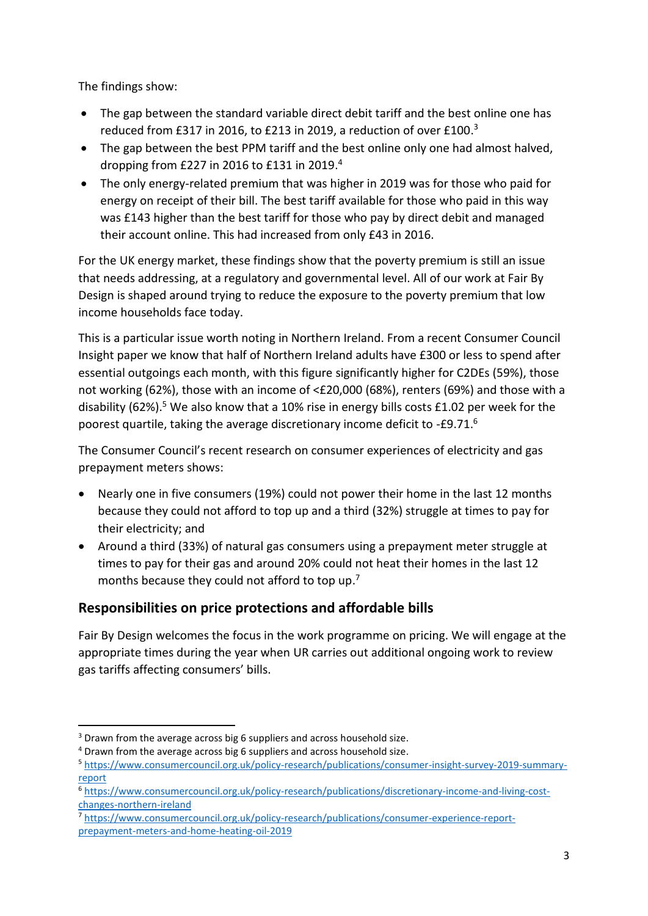The findings show:

- The gap between the standard variable direct debit tariff and the best online one has reduced from £317 in 2016, to £213 in 2019, a reduction of over £100.[3]
- The gap between the best PPM tariff and the best online only one had almost halved, dropping from £227 in 2016 to £131 in 2019.[4]
- The only energy-related premium that was higher in 2019 was for those who paid for energy on receipt of their bill. The best tariff available for those who paid in this way was £143 higher than the best tariff for those who pay by direct debit and managed their account online. This had increased from only £43 in 2016.

For the UK energy market, these findings show that the poverty premium is still an issue that needs addressing, at a regulatory and governmental level. All of our work at Fair By Design is shaped around trying to reduce the exposure to the poverty premium that low income households face today.

This is a particular issue worth noting in Northern Ireland. From a recent Consumer Council Insight paper we know that half of Northern Ireland adults have £300 or less to spend after essential outgoings each month, with this figure significantly higher for C2DEs (59%), those not working (62%), those with an income of <£20,000 (68%), renters (69%) and those with a disability (62%).[5] We also know that a 10% rise in energy bills costs £1.02 per week for the poorest quartile, taking the average discretionary income deficit to -£9.71.[6]

The Consumer Council's recent research on consumer experiences of electricity and gas prepayment meters shows:

- Nearly one in five consumers (19%) could not power their home in the last 12 months because they could not afford to top up and a third (32%) struggle at times to pay for their electricity; and
- Around a third (33%) of natural gas consumers using a prepayment meter struggle at times to pay for their gas and around 20% could not heat their homes in the last 12 months because they could not afford to top up.[7]

## Responsibilities on price protections and affordable bills

Fair By Design welcomes the focus in the work programme on pricing. We will engage at the appropriate times during the year when UR carries out additional ongoing work to review gas tariffs affecting consumers' bills.

---

[3] Drawn from the average across big 6 suppliers and across household size.

[4] Drawn from the average across big 6 suppliers and across household size.

[5] https://www.consumercouncil.org.uk/policy-research/publications/consumer-insight-survey-2019-summary-report

[6] https://www.consumercouncil.org.uk/policy-research/publications/discretionary-income-and-living-cost-changes-northern-ireland

[7] https://www.consumercouncil.org.uk/policy-research/publications/consumer-experience-report-prepayment-meters-and-home-heating-oil-2019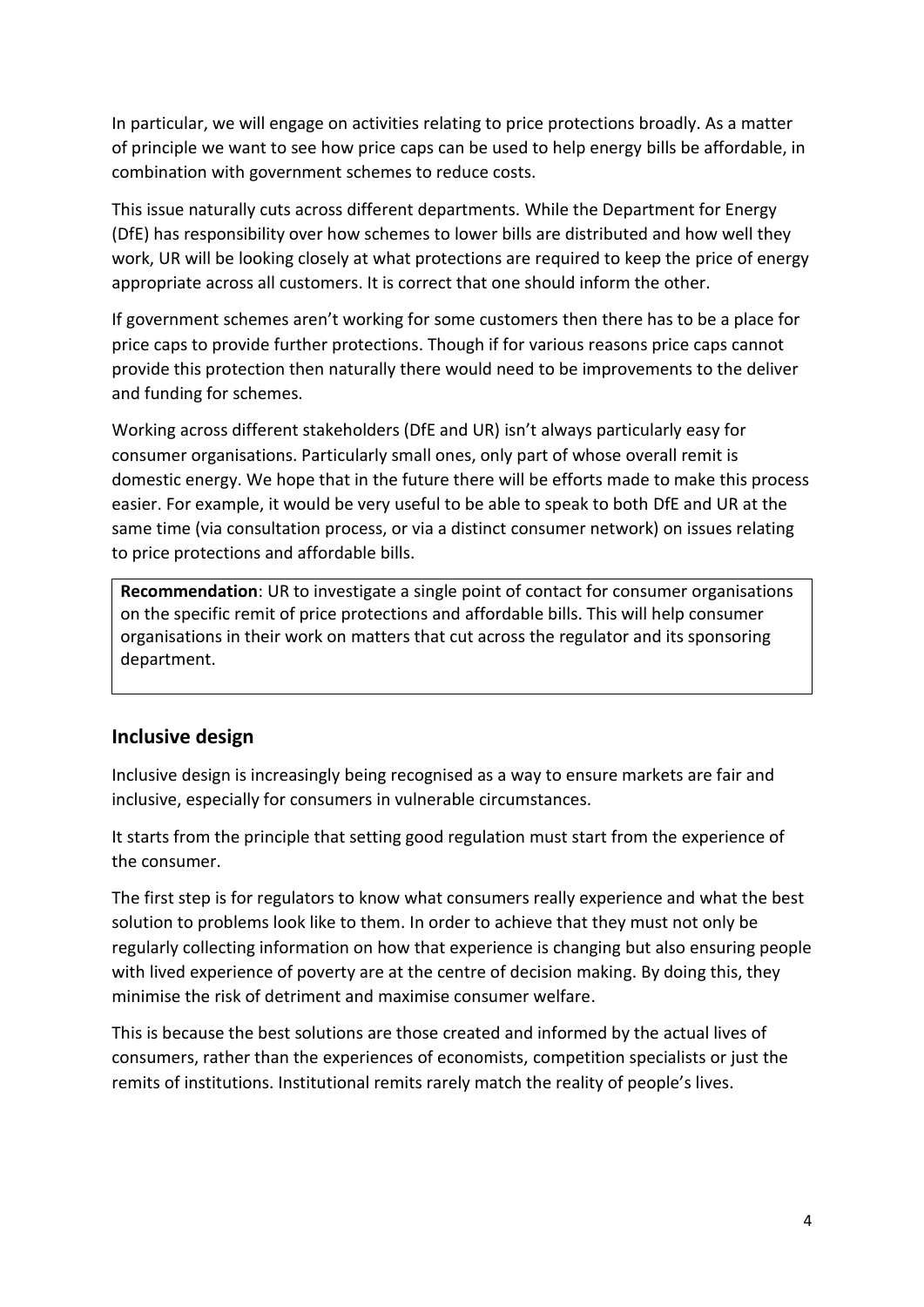In particular, we will engage on activities relating to price protections broadly. As a matter of principle we want to see how price caps can be used to help energy bills be affordable, in combination with government schemes to reduce costs.

This issue naturally cuts across different departments. While the Department for Energy (DfE) has responsibility over how schemes to lower bills are distributed and how well they work, UR will be looking closely at what protections are required to keep the price of energy appropriate across all customers. It is correct that one should inform the other.

If government schemes aren't working for some customers then there has to be a place for price caps to provide further protections. Though if for various reasons price caps cannot provide this protection then naturally there would need to be improvements to the deliver and funding for schemes.

Working across different stakeholders (DfE and UR) isn't always particularly easy for consumer organisations. Particularly small ones, only part of whose overall remit is domestic energy. We hope that in the future there will be efforts made to make this process easier. For example, it would be very useful to be able to speak to both DfE and UR at the same time (via consultation process, or via a distinct consumer network) on issues relating to price protections and affordable bills.

**Recommendation**: UR to investigate a single point of contact for consumer organisations on the specific remit of price protections and affordable bills. This will help consumer organisations in their work on matters that cut across the regulator and its sponsoring department.

## Inclusive design

Inclusive design is increasingly being recognised as a way to ensure markets are fair and inclusive, especially for consumers in vulnerable circumstances.

It starts from the principle that setting good regulation must start from the experience of the consumer.

The first step is for regulators to know what consumers really experience and what the best solution to problems look like to them. In order to achieve that they must not only be regularly collecting information on how that experience is changing but also ensuring people with lived experience of poverty are at the centre of decision making. By doing this, they minimise the risk of detriment and maximise consumer welfare.

This is because the best solutions are those created and informed by the actual lives of consumers, rather than the experiences of economists, competition specialists or just the remits of institutions. Institutional remits rarely match the reality of people's lives.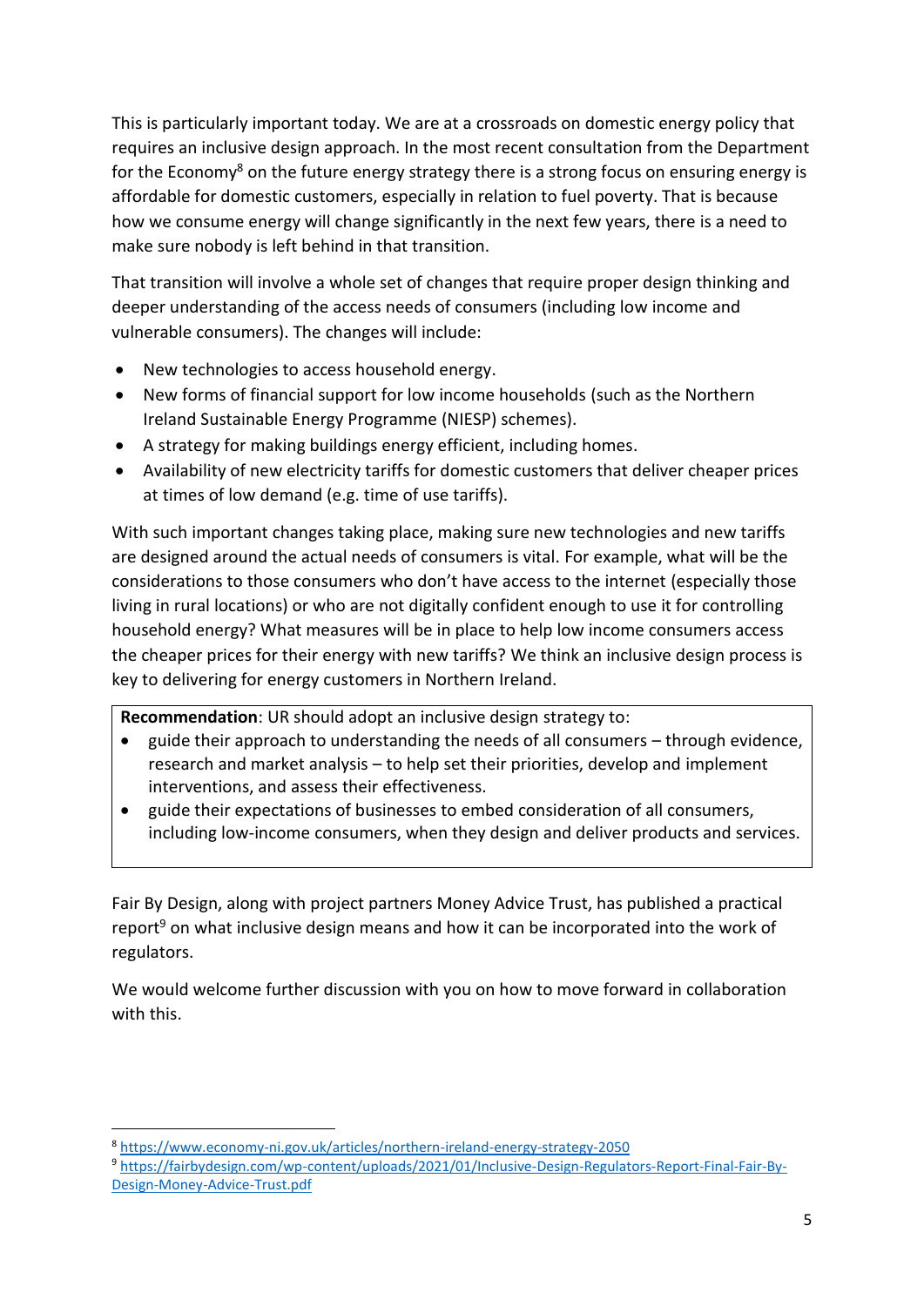This is particularly important today. We are at a crossroads on domestic energy policy that requires an inclusive design approach. In the most recent consultation from the Department for the Economy[8] on the future energy strategy there is a strong focus on ensuring energy is affordable for domestic customers, especially in relation to fuel poverty. That is because how we consume energy will change significantly in the next few years, there is a need to make sure nobody is left behind in that transition.

That transition will involve a whole set of changes that require proper design thinking and deeper understanding of the access needs of consumers (including low income and vulnerable consumers). The changes will include:

- New technologies to access household energy.
- New forms of financial support for low income households (such as the Northern Ireland Sustainable Energy Programme (NIESP) schemes).
- A strategy for making buildings energy efficient, including homes.
- Availability of new electricity tariffs for domestic customers that deliver cheaper prices at times of low demand (e.g. time of use tariffs).

With such important changes taking place, making sure new technologies and new tariffs are designed around the actual needs of consumers is vital. For example, what will be the considerations to those consumers who don't have access to the internet (especially those living in rural locations) or who are not digitally confident enough to use it for controlling household energy? What measures will be in place to help low income consumers access the cheaper prices for their energy with new tariffs? We think an inclusive design process is key to delivering for energy customers in Northern Ireland.

> **Recommendation**: UR should adopt an inclusive design strategy to:
> - guide their approach to understanding the needs of all consumers – through evidence, research and market analysis – to help set their priorities, develop and implement interventions, and assess their effectiveness.
> - guide their expectations of businesses to embed consideration of all consumers, including low-income consumers, when they design and deliver products and services.

Fair By Design, along with project partners Money Advice Trust, has published a practical report[9] on what inclusive design means and how it can be incorporated into the work of regulators.

We would welcome further discussion with you on how to move forward in collaboration with this.

---

[8] https://www.economy-ni.gov.uk/articles/northern-ireland-energy-strategy-2050

[9] https://fairbydesign.com/wp-content/uploads/2021/01/Inclusive-Design-Regulators-Report-Final-Fair-By-Design-Money-Advice-Trust.pdf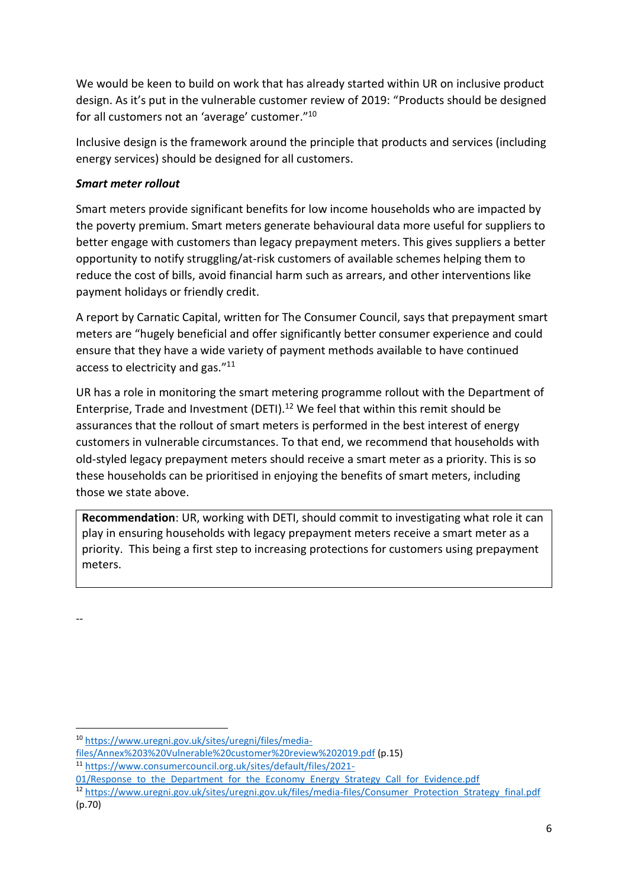We would be keen to build on work that has already started within UR on inclusive product design. As it's put in the vulnerable customer review of 2019: "Products should be designed for all customers not an 'average' customer."[10]

Inclusive design is the framework around the principle that products and services (including energy services) should be designed for all customers.

***Smart meter rollout***

Smart meters provide significant benefits for low income households who are impacted by the poverty premium. Smart meters generate behavioural data more useful for suppliers to better engage with customers than legacy prepayment meters. This gives suppliers a better opportunity to notify struggling/at-risk customers of available schemes helping them to reduce the cost of bills, avoid financial harm such as arrears, and other interventions like payment holidays or friendly credit.

A report by Carnatic Capital, written for The Consumer Council, says that prepayment smart meters are "hugely beneficial and offer significantly better consumer experience and could ensure that they have a wide variety of payment methods available to have continued access to electricity and gas."[11]

UR has a role in monitoring the smart metering programme rollout with the Department of Enterprise, Trade and Investment (DETI).[12] We feel that within this remit should be assurances that the rollout of smart meters is performed in the best interest of energy customers in vulnerable circumstances. To that end, we recommend that households with old-styled legacy prepayment meters should receive a smart meter as a priority. This is so these households can be prioritised in enjoying the benefits of smart meters, including those we state above.

**Recommendation**: UR, working with DETI, should commit to investigating what role it can play in ensuring households with legacy prepayment meters receive a smart meter as a priority. This being a first step to increasing protections for customers using prepayment meters.

--

[10] https://www.uregni.gov.uk/sites/uregni/files/media-files/Annex%203%20Vulnerable%20customer%20review%202019.pdf (p.15)

[11] https://www.consumercouncil.org.uk/sites/default/files/2021-01/Response_to_the_Department_for_the_Economy_Energy_Strategy_Call_for_Evidence.pdf

[12] https://www.uregni.gov.uk/sites/uregni.gov.uk/files/media-files/Consumer_Protection_Strategy_final.pdf (p.70)